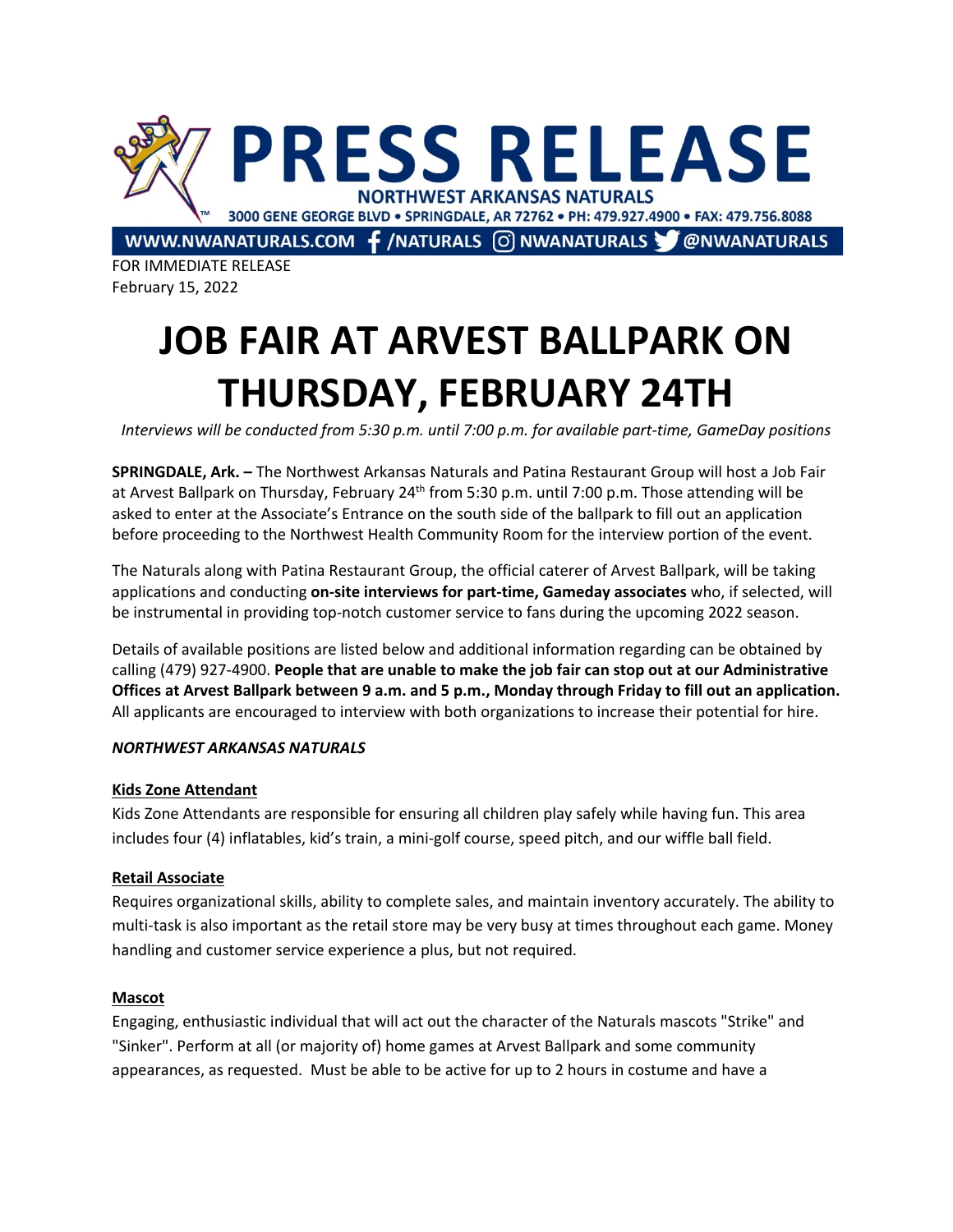# PRESS RELEASE

NORTHWEST ARKANSAS NATURALS

3000 GENE GEORGE BLVD • SPRINGDALE, AR 72762 • PH: 479.927.4900 • FAX: 479.756.8088

WWW.NWANATURALS.COM /NATURALS NWANATURALS @NWANATURALS

FOR IMMEDIATE RELEASE
February 15, 2022

# JOB FAIR AT ARVEST BALLPARK ON THURSDAY, FEBRUARY 24TH

*Interviews will be conducted from 5:30 p.m. until 7:00 p.m. for available part-time, GameDay positions*

**SPRINGDALE, Ark. –** The Northwest Arkansas Naturals and Patina Restaurant Group will host a Job Fair at Arvest Ballpark on Thursday, February 24th from 5:30 p.m. until 7:00 p.m. Those attending will be asked to enter at the Associate's Entrance on the south side of the ballpark to fill out an application before proceeding to the Northwest Health Community Room for the interview portion of the event.

The Naturals along with Patina Restaurant Group, the official caterer of Arvest Ballpark, will be taking applications and conducting **on-site interviews for part-time, Gameday associates** who, if selected, will be instrumental in providing top-notch customer service to fans during the upcoming 2022 season.

Details of available positions are listed below and additional information regarding can be obtained by calling (479) 927-4900. **People that are unable to make the job fair can stop out at our Administrative Offices at Arvest Ballpark between 9 a.m. and 5 p.m., Monday through Friday to fill out an application.** All applicants are encouraged to interview with both organizations to increase their potential for hire.

***NORTHWEST ARKANSAS NATURALS***

**Kids Zone Attendant**

Kids Zone Attendants are responsible for ensuring all children play safely while having fun. This area includes four (4) inflatables, kid's train, a mini-golf course, speed pitch, and our wiffle ball field.

**Retail Associate**

Requires organizational skills, ability to complete sales, and maintain inventory accurately. The ability to multi-task is also important as the retail store may be very busy at times throughout each game. Money handling and customer service experience a plus, but not required.

**Mascot**

Engaging, enthusiastic individual that will act out the character of the Naturals mascots "Strike" and "Sinker". Perform at all (or majority of) home games at Arvest Ballpark and some community appearances, as requested. Must be able to be active for up to 2 hours in costume and have a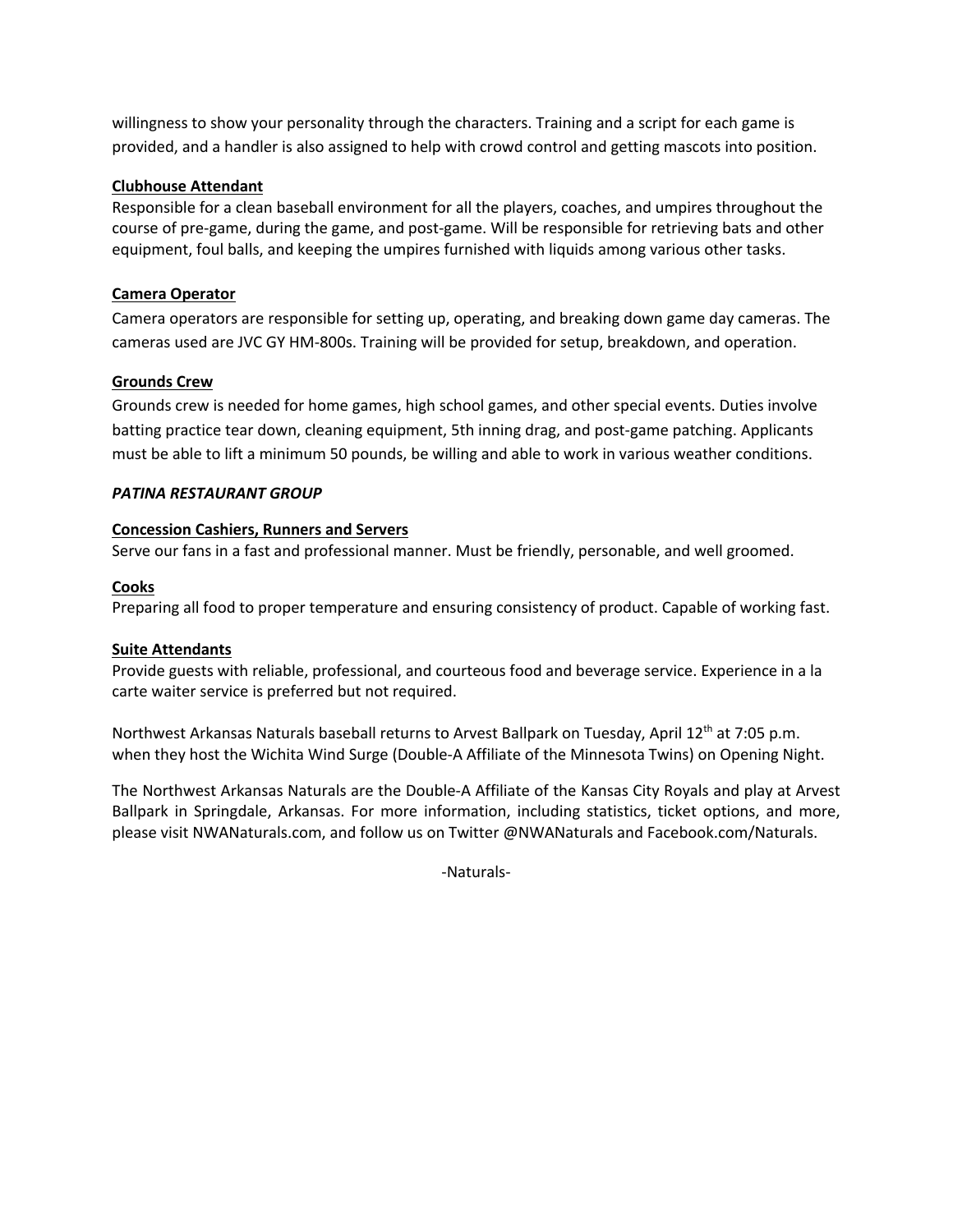willingness to show your personality through the characters. Training and a script for each game is provided, and a handler is also assigned to help with crowd control and getting mascots into position.

**Clubhouse Attendant**
Responsible for a clean baseball environment for all the players, coaches, and umpires throughout the course of pre-game, during the game, and post-game. Will be responsible for retrieving bats and other equipment, foul balls, and keeping the umpires furnished with liquids among various other tasks.

**Camera Operator**
Camera operators are responsible for setting up, operating, and breaking down game day cameras. The cameras used are JVC GY HM-800s. Training will be provided for setup, breakdown, and operation.

**Grounds Crew**
Grounds crew is needed for home games, high school games, and other special events. Duties involve batting practice tear down, cleaning equipment, 5th inning drag, and post-game patching. Applicants must be able to lift a minimum 50 pounds, be willing and able to work in various weather conditions.

***PATINA RESTAURANT GROUP***

**Concession Cashiers, Runners and Servers**
Serve our fans in a fast and professional manner. Must be friendly, personable, and well groomed.

**Cooks**
Preparing all food to proper temperature and ensuring consistency of product. Capable of working fast.

**Suite Attendants**
Provide guests with reliable, professional, and courteous food and beverage service. Experience in a la carte waiter service is preferred but not required.

Northwest Arkansas Naturals baseball returns to Arvest Ballpark on Tuesday, April 12th at 7:05 p.m. when they host the Wichita Wind Surge (Double-A Affiliate of the Minnesota Twins) on Opening Night.

The Northwest Arkansas Naturals are the Double-A Affiliate of the Kansas City Royals and play at Arvest Ballpark in Springdale, Arkansas. For more information, including statistics, ticket options, and more, please visit NWANaturals.com, and follow us on Twitter @NWANaturals and Facebook.com/Naturals.

-Naturals-